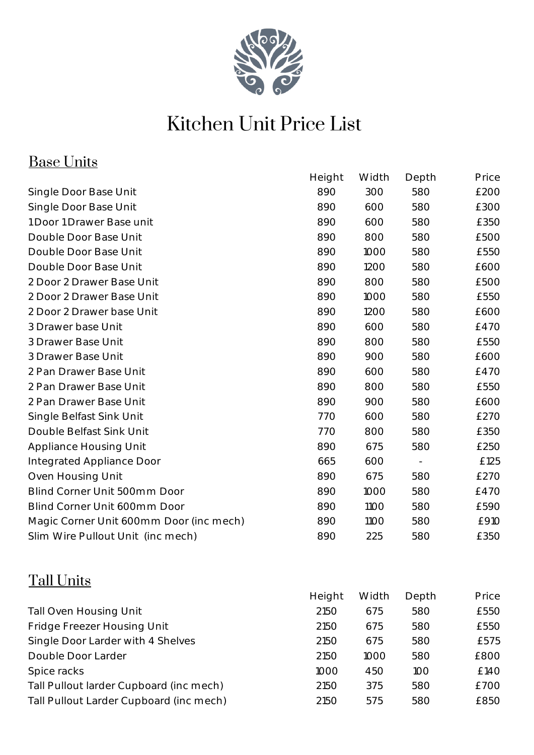# Kitchen Unit Price List

## Base Units

| | Height | Width | Depth | Price |
|---|---|---|---|---|
| Single Door Base Unit | 890 | 300 | 580 | £200 |
| Single Door Base Unit | 890 | 600 | 580 | £300 |
| 1 Door 1 Drawer Base unit | 890 | 600 | 580 | £350 |
| Double Door Base Unit | 890 | 800 | 580 | £500 |
| Double Door Base Unit | 890 | 1000 | 580 | £550 |
| Double Door Base Unit | 890 | 1200 | 580 | £600 |
| 2 Door 2 Drawer Base Unit | 890 | 800 | 580 | £500 |
| 2 Door 2 Drawer Base Unit | 890 | 1000 | 580 | £550 |
| 2 Door 2 Drawer base Unit | 890 | 1200 | 580 | £600 |
| 3 Drawer base Unit | 890 | 600 | 580 | £470 |
| 3 Drawer Base Unit | 890 | 800 | 580 | £550 |
| 3 Drawer Base Unit | 890 | 900 | 580 | £600 |
| 2 Pan Drawer Base Unit | 890 | 600 | 580 | £470 |
| 2 Pan Drawer Base Unit | 890 | 800 | 580 | £550 |
| 2 Pan Drawer Base Unit | 890 | 900 | 580 | £600 |
| Single Belfast Sink Unit | 770 | 600 | 580 | £270 |
| Double Belfast Sink Unit | 770 | 800 | 580 | £350 |
| Appliance Housing Unit | 890 | 675 | 580 | £250 |
| Integrated Appliance Door | 665 | 600 | - | £125 |
| Oven Housing Unit | 890 | 675 | 580 | £270 |
| Blind Corner Unit 500mm Door | 890 | 1000 | 580 | £470 |
| Blind Corner Unit 600mm Door | 890 | 1100 | 580 | £590 |
| Magic Corner Unit 600mm Door (inc mech) | 890 | 1100 | 580 | £910 |
| Slim Wire Pullout Unit (inc mech) | 890 | 225 | 580 | £350 |

## Tall Units

| | Height | Width | Depth | Price |
|---|---|---|---|---|
| Tall Oven Housing Unit | 2150 | 675 | 580 | £550 |
| Fridge Freezer Housing Unit | 2150 | 675 | 580 | £550 |
| Single Door Larder with 4 Shelves | 2150 | 675 | 580 | £575 |
| Double Door Larder | 2150 | 1000 | 580 | £800 |
| Spice racks | 1000 | 450 | 100 | £140 |
| Tall Pullout larder Cupboard (inc mech) | 2150 | 375 | 580 | £700 |
| Tall Pullout Larder Cupboard (inc mech) | 2150 | 575 | 580 | £850 |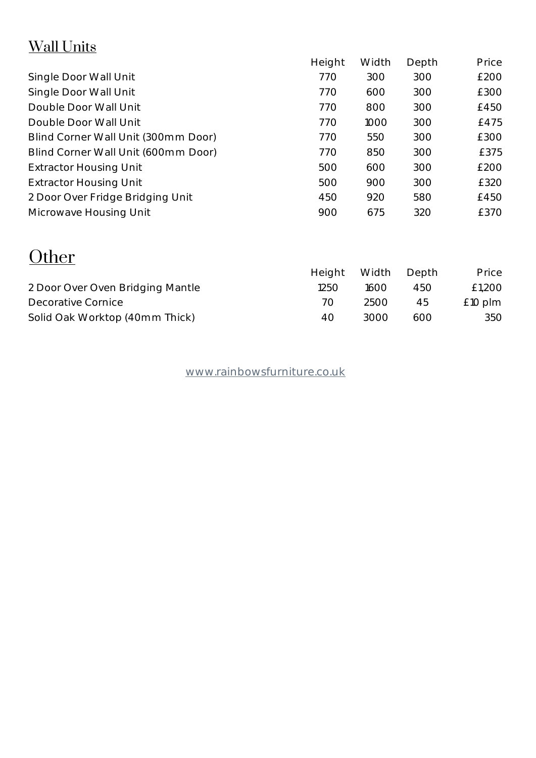## Wall Units

| | Height | Width | Depth | Price |
|---|---|---|---|---|
| Single Door Wall Unit | 770 | 300 | 300 | £200 |
| Single Door Wall Unit | 770 | 600 | 300 | £300 |
| Double Door Wall Unit | 770 | 800 | 300 | £450 |
| Double Door Wall Unit | 770 | 1000 | 300 | £475 |
| Blind Corner Wall Unit (300mm Door) | 770 | 550 | 300 | £300 |
| Blind Corner Wall Unit (600mm Door) | 770 | 850 | 300 | £375 |
| Extractor Housing Unit | 500 | 600 | 300 | £200 |
| Extractor Housing Unit | 500 | 900 | 300 | £320 |
| 2 Door Over Fridge Bridging Unit | 450 | 920 | 580 | £450 |
| Microwave Housing Unit | 900 | 675 | 320 | £370 |

## Other

| | Height | Width | Depth | Price |
|---|---|---|---|---|
| 2 Door Over Oven Bridging Mantle | 1250 | 1600 | 450 | £1,200 |
| Decorative Cornice | 70 | 2500 | 45 | £10 plm |
| Solid Oak Worktop (40mm Thick) | 40 | 3000 | 600 | 350 |

www.rainbowsfurniture.co.uk